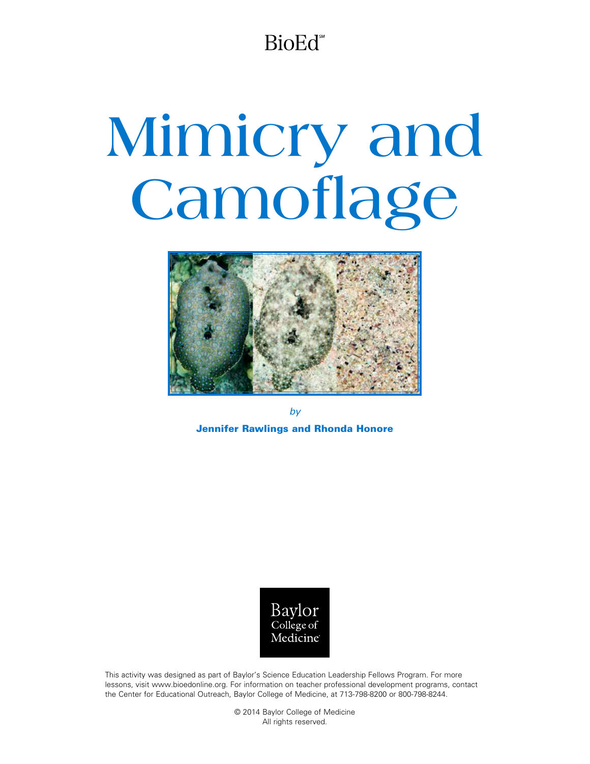BioEd℠

# Mimicry and Camoflage

*by*

**Jennifer Rawlings and Rhonda Honore**

Baylor College of Medicine

This activity was designed as part of Baylor's Science Education Leadership Fellows Program. For more lessons, visit www.bioedonline.org. For information on teacher professional development programs, contact the Center for Educational Outreach, Baylor College of Medicine, at 713-798-8200 or 800-798-8244.

© 2014 Baylor College of Medicine
All rights reserved.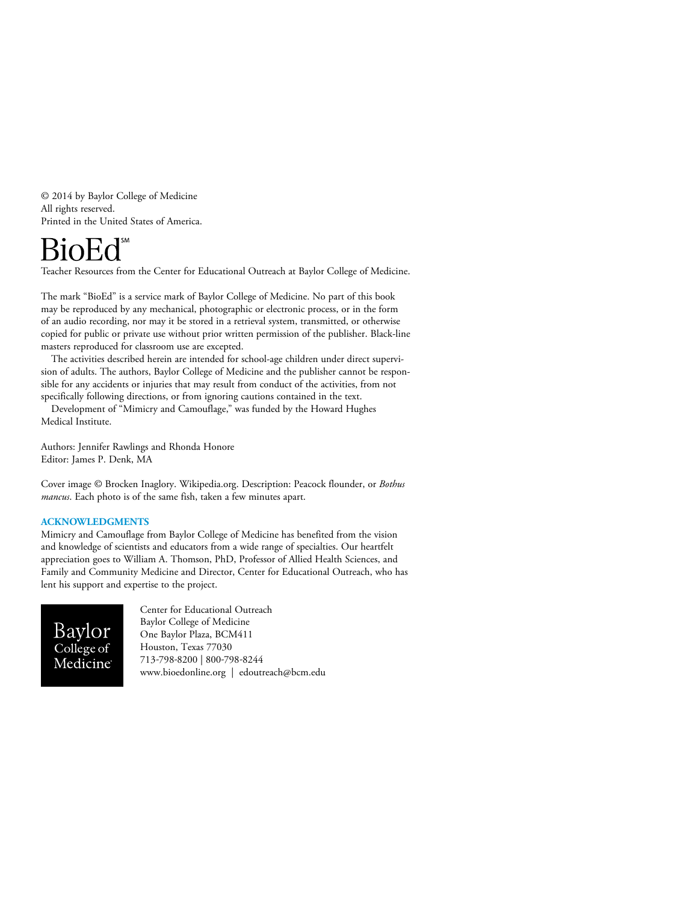© 2014 by Baylor College of Medicine
All rights reserved.
Printed in the United States of America.

BioEd℠

Teacher Resources from the Center for Educational Outreach at Baylor College of Medicine.

The mark "BioEd" is a service mark of Baylor College of Medicine. No part of this book may be reproduced by any mechanical, photographic or electronic process, or in the form of an audio recording, nor may it be stored in a retrieval system, transmitted, or otherwise copied for public or private use without prior written permission of the publisher. Black-line masters reproduced for classroom use are excepted.

The activities described herein are intended for school-age children under direct supervision of adults. The authors, Baylor College of Medicine and the publisher cannot be responsible for any accidents or injuries that may result from conduct of the activities, from not specifically following directions, or from ignoring cautions contained in the text.

Development of "Mimicry and Camouflage," was funded by the Howard Hughes Medical Institute.

Authors: Jennifer Rawlings and Rhonda Honore
Editor: James P. Denk, MA

Cover image © Brocken Inaglory. Wikipedia.org. Description: Peacock flounder, or *Bothus mancus*. Each photo is of the same fish, taken a few minutes apart.

**ACKNOWLEDGMENTS**

Mimicry and Camouflage from Baylor College of Medicine has benefited from the vision and knowledge of scientists and educators from a wide range of specialties. Our heartfelt appreciation goes to William A. Thomson, PhD, Professor of Allied Health Sciences, and Family and Community Medicine and Director, Center for Educational Outreach, who has lent his support and expertise to the project.

Baylor College of Medicine

Center for Educational Outreach
Baylor College of Medicine
One Baylor Plaza, BCM411
Houston, Texas 77030
713-798-8200 | 800-798-8244
www.bioedonline.org | edoutreach@bcm.edu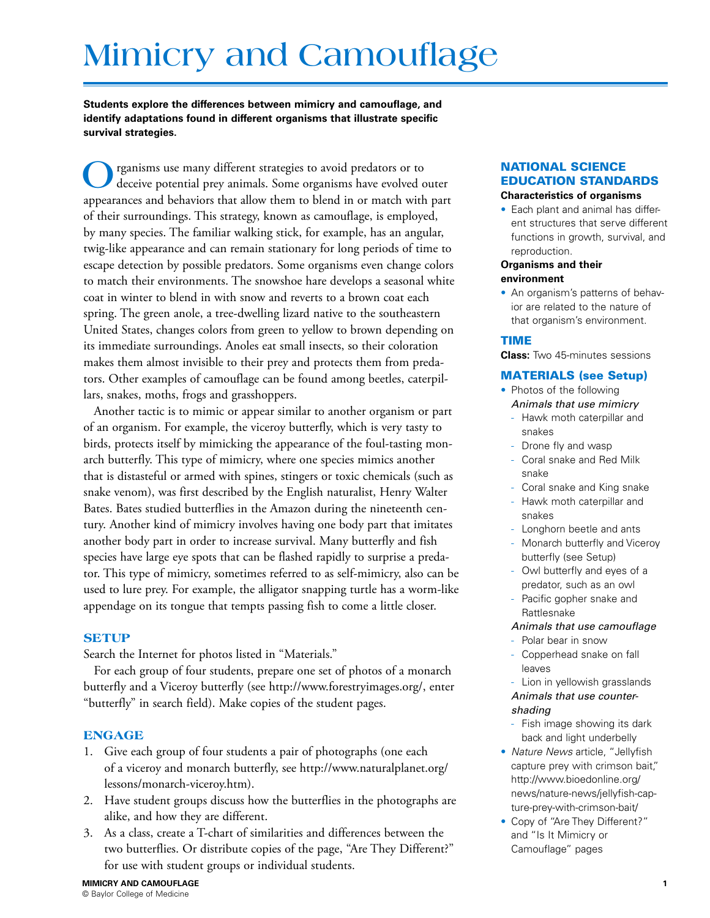# Mimicry and Camouflage

**Students explore the differences between mimicry and camouflage, and identify adaptations found in different organisms that illustrate specific survival strategies.**

Organisms use many different strategies to avoid predators or to deceive potential prey animals. Some organisms have evolved outer appearances and behaviors that allow them to blend in or match with part of their surroundings. This strategy, known as camouflage, is employed, by many species. The familiar walking stick, for example, has an angular, twig-like appearance and can remain stationary for long periods of time to escape detection by possible predators. Some organisms even change colors to match their environments. The snowshoe hare develops a seasonal white coat in winter to blend in with snow and reverts to a brown coat each spring. The green anole, a tree-dwelling lizard native to the southeastern United States, changes colors from green to yellow to brown depending on its immediate surroundings. Anoles eat small insects, so their coloration makes them almost invisible to their prey and protects them from predators. Other examples of camouflage can be found among beetles, caterpillars, snakes, moths, frogs and grasshoppers.

Another tactic is to mimic or appear similar to another organism or part of an organism. For example, the viceroy butterfly, which is very tasty to birds, protects itself by mimicking the appearance of the foul-tasting monarch butterfly. This type of mimicry, where one species mimics another that is distasteful or armed with spines, stingers or toxic chemicals (such as snake venom), was first described by the English naturalist, Henry Walter Bates. Bates studied butterflies in the Amazon during the nineteenth century. Another kind of mimicry involves having one body part that imitates another body part in order to increase survival. Many butterfly and fish species have large eye spots that can be flashed rapidly to surprise a predator. This type of mimicry, sometimes referred to as self-mimicry, also can be used to lure prey. For example, the alligator snapping turtle has a worm-like appendage on its tongue that tempts passing fish to come a little closer.

## SETUP

Search the Internet for photos listed in "Materials."

For each group of four students, prepare one set of photos of a monarch butterfly and a Viceroy butterfly (see http://www.forestryimages.org/, enter "butterfly" in search field). Make copies of the student pages.

## ENGAGE

1. Give each group of four students a pair of photographs (one each of a viceroy and monarch butterfly, see http://www.naturalplanet.org/lessons/monarch-viceroy.htm).
2. Have student groups discuss how the butterflies in the photographs are alike, and how they are different.
3. As a class, create a T-chart of similarities and differences between the two butterflies. Or distribute copies of the page, "Are They Different?" for use with student groups or individual students.

## NATIONAL SCIENCE EDUCATION STANDARDS

**Characteristics of organisms**

- Each plant and animal has different structures that serve different functions in growth, survival, and reproduction.

**Organisms and their environment**

- An organism's patterns of behavior are related to the nature of that organism's environment.

## TIME

**Class:** Two 45-minutes sessions

## MATERIALS (see Setup)

- Photos of the following
  *Animals that use mimicry*
  - Hawk moth caterpillar and snakes
  - Drone fly and wasp
  - Coral snake and Red Milk snake
  - Coral snake and King snake
  - Hawk moth caterpillar and snakes
  - Longhorn beetle and ants
  - Monarch butterfly and Viceroy butterfly (see Setup)
  - Owl butterfly and eyes of a predator, such as an owl
  - Pacific gopher snake and Rattlesnake

  *Animals that use camouflage*
  - Polar bear in snow
  - Copperhead snake on fall leaves
  - Lion in yellowish grasslands

  *Animals that use counter-shading*
  - Fish image showing its dark back and light underbelly
- *Nature News* article, "Jellyfish capture prey with crimson bait," http://www.bioedonline.org/news/nature-news/jellyfish-capture-prey-with-crimson-bait/
- Copy of "Are They Different?" and "Is It Mimicry or Camouflage" pages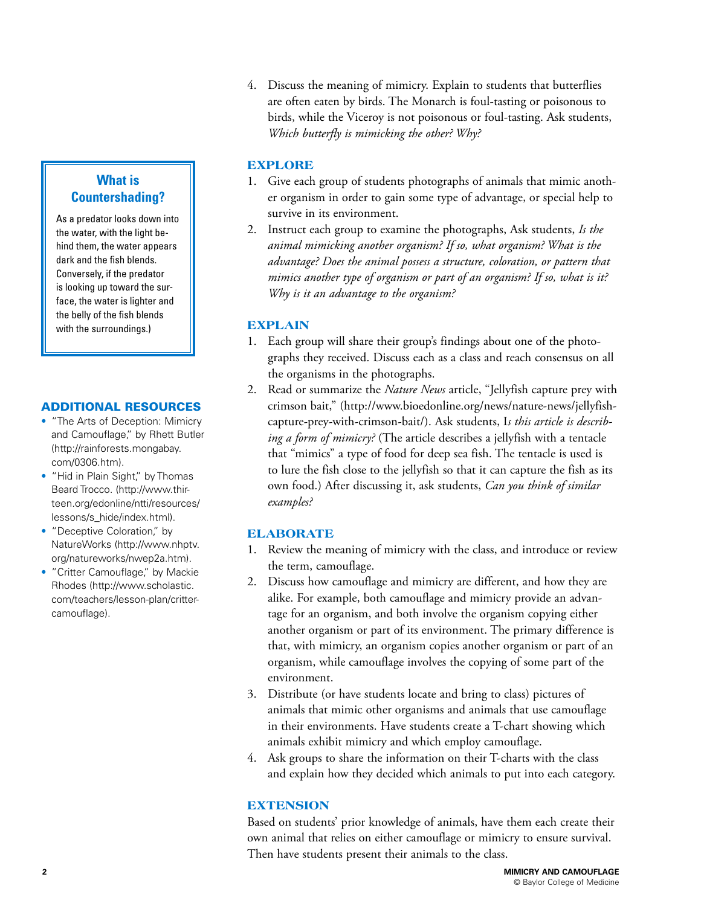4. Discuss the meaning of mimicry. Explain to students that butterflies are often eaten by birds. The Monarch is foul-tasting or poisonous to birds, while the Viceroy is not poisonous or foul-tasting. Ask students, *Which butterfly is mimicking the other? Why?*

### EXPLORE

1. Give each group of students photographs of animals that mimic another organism in order to gain some type of advantage, or special help to survive in its environment.
2. Instruct each group to examine the photographs, Ask students, *Is the animal mimicking another organism? If so, what organism? What is the advantage? Does the animal possess a structure, coloration, or pattern that mimics another type of organism or part of an organism? If so, what is it? Why is it an advantage to the organism?*

### EXPLAIN

1. Each group will share their group's findings about one of the photographs they received. Discuss each as a class and reach consensus on all the organisms in the photographs.
2. Read or summarize the *Nature News* article, "Jellyfish capture prey with crimson bait," (http://www.bioedonline.org/news/nature-news/jellyfish-capture-prey-with-crimson-bait/). Ask students, I*s this article describing a form of mimicry?* (The article describes a jellyfish with a tentacle that "mimics" a type of food for deep sea fish. The tentacle is used is to lure the fish close to the jellyfish so that it can capture the fish as its own food.) After discussing it, ask students, *Can you think of similar examples?*

### ELABORATE

1. Review the meaning of mimicry with the class, and introduce or review the term, camouflage.
2. Discuss how camouflage and mimicry are different, and how they are alike. For example, both camouflage and mimicry provide an advantage for an organism, and both involve the organism copying either another organism or part of its environment. The primary difference is that, with mimicry, an organism copies another organism or part of an organism, while camouflage involves the copying of some part of the environment.
3. Distribute (or have students locate and bring to class) pictures of animals that mimic other organisms and animals that use camouflage in their environments. Have students create a T-chart showing which animals exhibit mimicry and which employ camouflage.
4. Ask groups to share the information on their T-charts with the class and explain how they decided which animals to put into each category.

### EXTENSION

Based on students' prior knowledge of animals, have them each create their own animal that relies on either camouflage or mimicry to ensure survival. Then have students present their animals to the class.

### What is Countershading?

As a predator looks down into the water, with the light behind them, the water appears dark and the fish blends. Conversely, if the predator is looking up toward the surface, the water is lighter and the belly of the fish blends with the surroundings.)

### ADDITIONAL RESOURCES

- "The Arts of Deception: Mimicry and Camouflage," by Rhett Butler (http://rainforests.mongabay.com/0306.htm).
- "Hid in Plain Sight," by Thomas Beard Trocco. (http://www.thirteen.org/edonline/ntti/resources/lessons/s_hide/index.html).
- "Deceptive Coloration," by NatureWorks (http://www.nhptv.org/natureworks/nwep2a.htm).
- "Critter Camouflage," by Mackie Rhodes (http://www.scholastic.com/teachers/lesson-plan/critter-camouflage).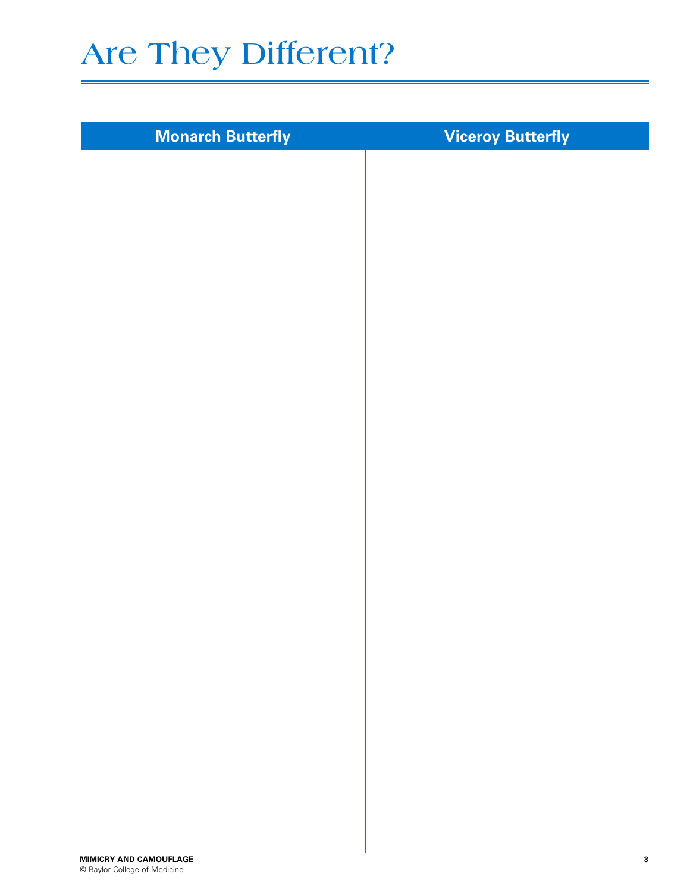# Are They Different?

| Monarch Butterfly | Viceroy Butterfly |
| --- | --- |
| | |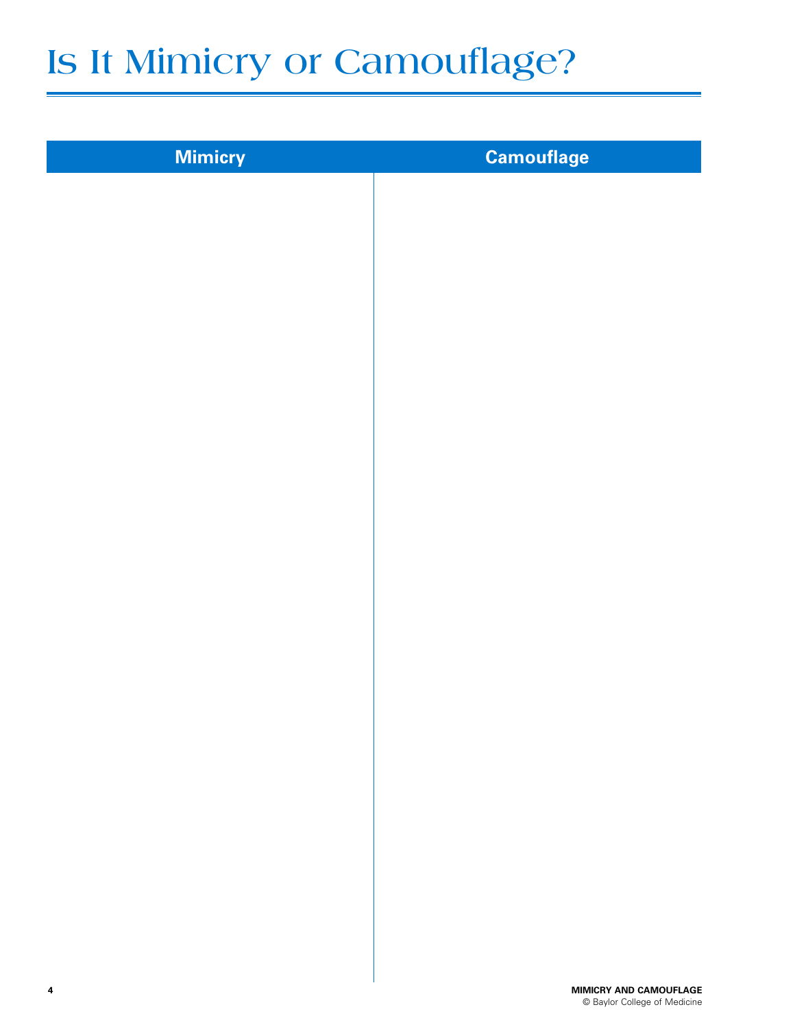# Is It Mimicry or Camouflage?

| Mimicry | Camouflage |
| --- | --- |
| | |